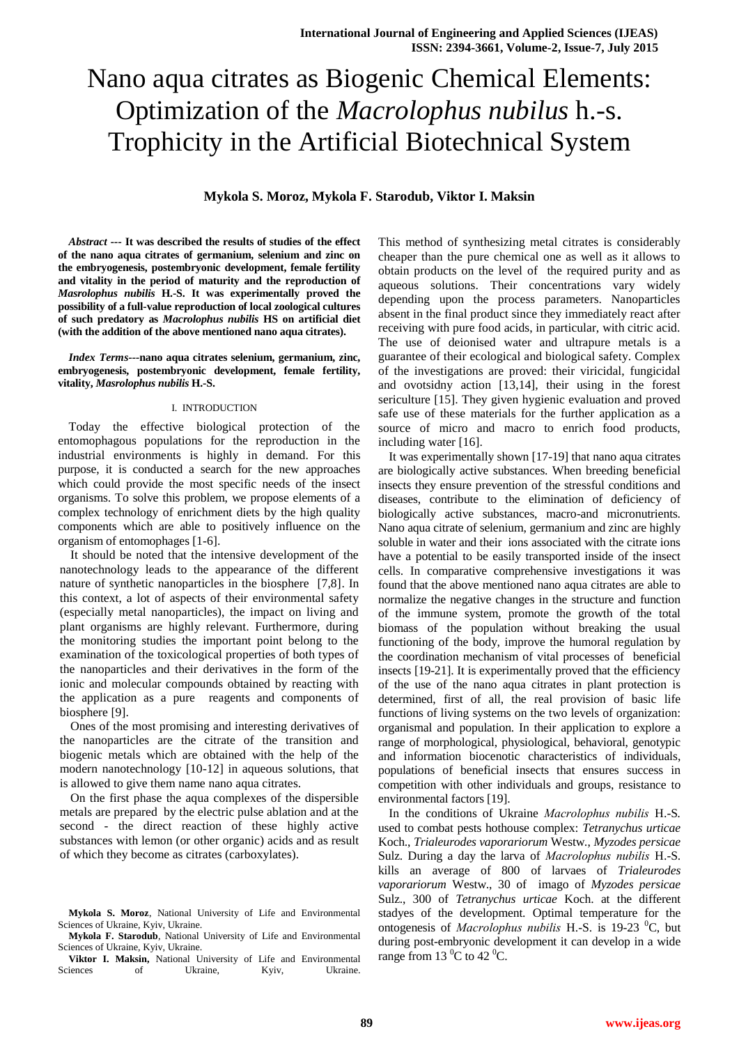# Nano aqua citrates as Biogenic Chemical Elements: Optimization of the *Macrolophus nubilus* h.-s. Trophicity in the Artificial Biotechnical System

**Mykola S. Moroz, Mykola F. Starodub, Viktor I. Maksin**

***Abstract* --- It was described the results of studies of the effect of the nano aqua citrates of germanium, selenium and zinc on the embryogenesis, postembryonic development, female fertility and vitality in the period of maturity and the reproduction of *Masrolophus nubilis* H.-S. It was experimentally proved the possibility of a full-value reproduction of local zoological cultures of such predatory as *Macrolophus nubilis* HS on artificial diet (with the addition of the above mentioned nano aqua citrates).**

***Index Terms*---nano aqua citrates selenium, germanium, zinc, embryogenesis, postembryonic development, female fertility, vitality, *Masrolophus nubilis* H.-S.**

## I. INTRODUCTION

Today the effective biological protection of the entomophagous populations for the reproduction in the industrial environments is highly in demand. For this purpose, it is conducted a search for the new approaches which could provide the most specific needs of the insect organisms. To solve this problem, we propose elements of a complex technology of enrichment diets by the high quality components which are able to positively influence on the organism of entomophages [1-6].

It should be noted that the intensive development of the nanotechnology leads to the appearance of the different nature of synthetic nanoparticles in the biosphere [7,8]. In this context, a lot of aspects of their environmental safety (especially metal nanoparticles), the impact on living and plant organisms are highly relevant. Furthermore, during the monitoring studies the important point belong to the examination of the toxicological properties of both types of the nanoparticles and their derivatives in the form of the ionic and molecular compounds obtained by reacting with the application as a pure reagents and components of biosphere [9].

Ones of the most promising and interesting derivatives of the nanoparticles are the citrate of the transition and biogenic metals which are obtained with the help of the modern nanotechnology [10-12] in aqueous solutions, that is allowed to give them name nano aqua citrates.

On the first phase the aqua complexes of the dispersible metals are prepared by the electric pulse ablation and at the second - the direct reaction of these highly active substances with lemon (or other organic) acids and as result of which they become as citrates (carboxylates).

This method of synthesizing metal citrates is considerably cheaper than the pure chemical one as well as it allows to obtain products on the level of the required purity and as aqueous solutions. Their concentrations vary widely depending upon the process parameters. Nanoparticles absent in the final product since they immediately react after receiving with pure food acids, in particular, with citric acid. The use of deionised water and ultrapure metals is a guarantee of their ecological and biological safety. Complex of the investigations are proved: their viricidal, fungicidal and ovotsidny action [13,14], their using in the forest sericulture [15]. They given hygienic evaluation and proved safe use of these materials for the further application as a source of micro and macro to enrich food products, including water [16].

It was experimentally shown [17-19] that nano aqua citrates are biologically active substances. When breeding beneficial insects they ensure prevention of the stressful conditions and diseases, contribute to the elimination of deficiency of biologically active substances, macro-and micronutrients. Nano aqua citrate of selenium, germanium and zinc are highly soluble in water and their ions associated with the citrate ions have a potential to be easily transported inside of the insect cells. In comparative comprehensive investigations it was found that the above mentioned nano aqua citrates are able to normalize the negative changes in the structure and function of the immune system, promote the growth of the total biomass of the population without breaking the usual functioning of the body, improve the humoral regulation by the coordination mechanism of vital processes of beneficial insects [19-21]. It is experimentally proved that the efficiency of the use of the nano aqua citrates in plant protection is determined, first of all, the real provision of basic life functions of living systems on the two levels of organization: organismal and population. In their application to explore a range of morphological, physiological, behavioral, genotypic and information biocenotic characteristics of individuals, populations of beneficial insects that ensures success in competition with other individuals and groups, resistance to environmental factors [19].

In the conditions of Ukraine *Macrolophus nubilis* H.-S. used to combat pests hothouse complex: *Tetranychus urticae* Koch., *Trialeurodes vaporariorum* Westw., *Myzodes persicae* Sulz. During a day the larva of *Macrolophus nubilis* H.-S. kills an average of 800 of larvaes of *Trialeurodes vaporariorum* Westw., 30 of imago of *Myzodes persicae* Sulz., 300 of *Tetranychus urticae* Koch. at the different stadyes of the development. Optimal temperature for the ontogenesis of *Macrolophus nubilis* H.-S. is 19-23 $^0$C, but during post-embryonic development it can develop in a wide range from 13 $^0$C to 42 $^0$C.

**Mykola S. Moroz**, National University of Life and Environmental Sciences of Ukraine, Kyiv, Ukraine.

**Mykola F. Starodub**, National University of Life and Environmental Sciences of Ukraine, Kyiv, Ukraine.

**Viktor I. Maksin,** National University of Life and Environmental Sciences of Ukraine, Kyiv, Ukraine.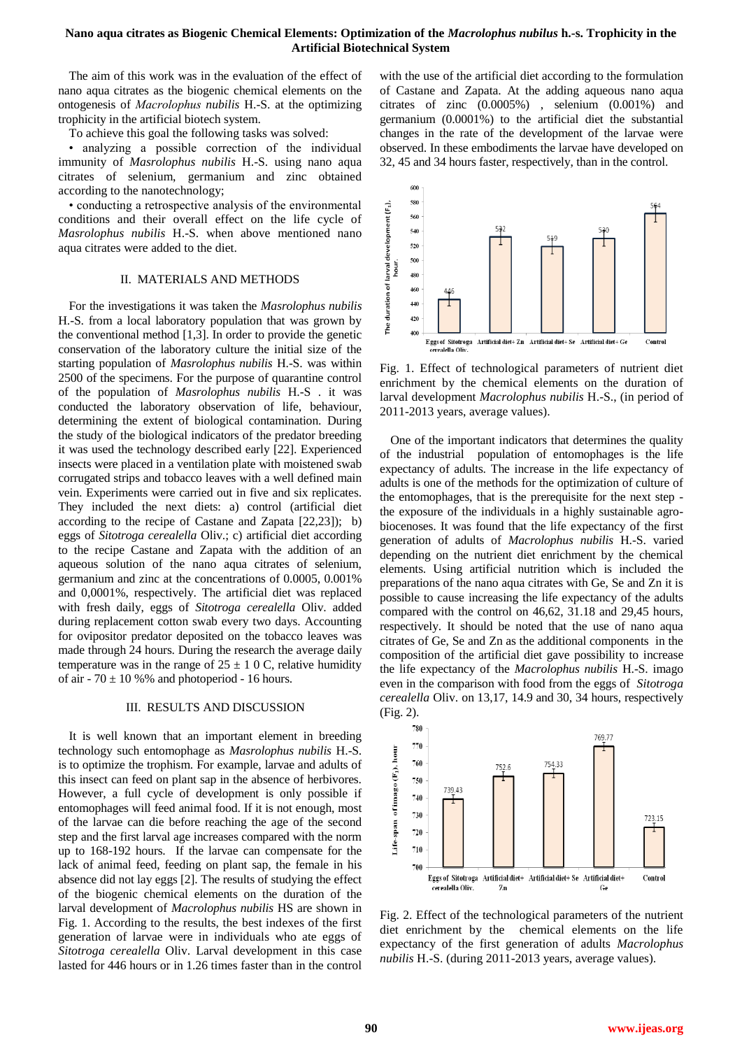The aim of this work was in the evaluation of the effect of nano aqua citrates as the biogenic chemical elements on the ontogenesis of *Macrolophus nubilis* H.-S. at the optimizing trophicity in the artificial biotech system.

To achieve this goal the following tasks was solved:

• analyzing a possible correction of the individual immunity of *Masrolophus nubilis* H.-S. using nano aqua citrates of selenium, germanium and zinc obtained according to the nanotechnology;

• conducting a retrospective analysis of the environmental conditions and their overall effect on the life cycle of *Masrolophus nubilis* H.-S. when above mentioned nano aqua citrates were added to the diet.

## II. MATERIALS AND METHODS

For the investigations it was taken the *Masrolophus nubilis* H.-S. from a local laboratory population that was grown by the conventional method [1,3]. In order to provide the genetic conservation of the laboratory culture the initial size of the starting population of *Masrolophus nubilis* H.-S. was within 2500 of the specimens. For the purpose of quarantine control of the population of *Masrolophus nubilis* H.-S . it was conducted the laboratory observation of life, behaviour, determining the extent of biological contamination. During the study of the biological indicators of the predator breeding it was used the technology described early [22]. Experienced insects were placed in a ventilation plate with moistened swab corrugated strips and tobacco leaves with a well defined main vein. Experiments were carried out in five and six replicates. They included the next diets: a) control (artificial diet according to the recipe of Castane and Zapata [22,23]); b) eggs of *Sitotroga cerealella* Oliv.; c) artificial diet according to the recipe Castane and Zapata with the addition of an aqueous solution of the nano aqua citrates of selenium, germanium and zinc at the concentrations of 0.0005, 0.001% and 0,0001%, respectively. The artificial diet was replaced with fresh daily, eggs of *Sitotroga cerealella* Oliv. added during replacement cotton swab every two days. Accounting for ovipositor predator deposited on the tobacco leaves was made through 24 hours. During the research the average daily temperature was in the range of 25 ± 1 0 C, relative humidity of air - 70 ± 10 %% and photoperiod - 16 hours.

## III. RESULTS AND DISCUSSION

It is well known that an important element in breeding technology such entomophage as *Masrolophus nubilis* H.-S. is to optimize the trophism. For example, larvae and adults of this insect can feed on plant sap in the absence of herbivores. However, a full cycle of development is only possible if entomophages will feed animal food. If it is not enough, most of the larvae can die before reaching the age of the second step and the first larval age increases compared with the norm up to 168-192 hours. If the larvae can compensate for the lack of animal feed, feeding on plant sap, the female in his absence did not lay eggs [2]. The results of studying the effect of the biogenic chemical elements on the duration of the larval development of *Macrolophus nubilis* HS are shown in Fig. 1. According to the results, the best indexes of the first generation of larvae were in individuals who ate eggs of *Sitotroga cerealella* Oliv. Larval development in this case lasted for 446 hours or in 1.26 times faster than in the control with the use of the artificial diet according to the formulation of Castane and Zapata. At the adding aqueous nano aqua citrates of zinc (0.0005%) , selenium (0.001%) and germanium (0.0001%) to the artificial diet the substantial changes in the rate of the development of the larvae were observed. In these embodiments the larvae have developed on 32, 45 and 34 hours faster, respectively, than in the control.

Fig. 1. Effect of technological parameters of nutrient diet enrichment by the chemical elements on the duration of larval development *Macrolophus nubilis* H.-S., (in period of 2011-2013 years, average values).

One of the important indicators that determines the quality of the industrial population of entomophages is the life expectancy of adults. The increase in the life expectancy of adults is one of the methods for the optimization of culture of the entomophages, that is the prerequisite for the next step - the exposure of the individuals in a highly sustainable agro-biocenoses. It was found that the life expectancy of the first generation of adults of *Macrolophus nubilis* H.-S. varied depending on the nutrient diet enrichment by the chemical elements. Using artificial nutrition which is included the preparations of the nano aqua citrates with Ge, Se and Zn it is possible to cause increasing the life expectancy of the adults compared with the control on 46,62, 31.18 and 29,45 hours, respectively. It should be noted that the use of nano aqua citrates of Ge, Se and Zn as the additional components in the composition of the artificial diet gave possibility to increase the life expectancy of the *Macrolophus nubilis* H.-S. imago even in the comparison with food from the eggs of *Sitotroga cerealella* Oliv. on 13,17, 14.9 and 30, 34 hours, respectively (Fig. 2).

Fig. 2. Effect of the technological parameters of the nutrient diet enrichment by the chemical elements on the life expectancy of the first generation of adults *Macrolophus nubilis* H.-S. (during 2011-2013 years, average values).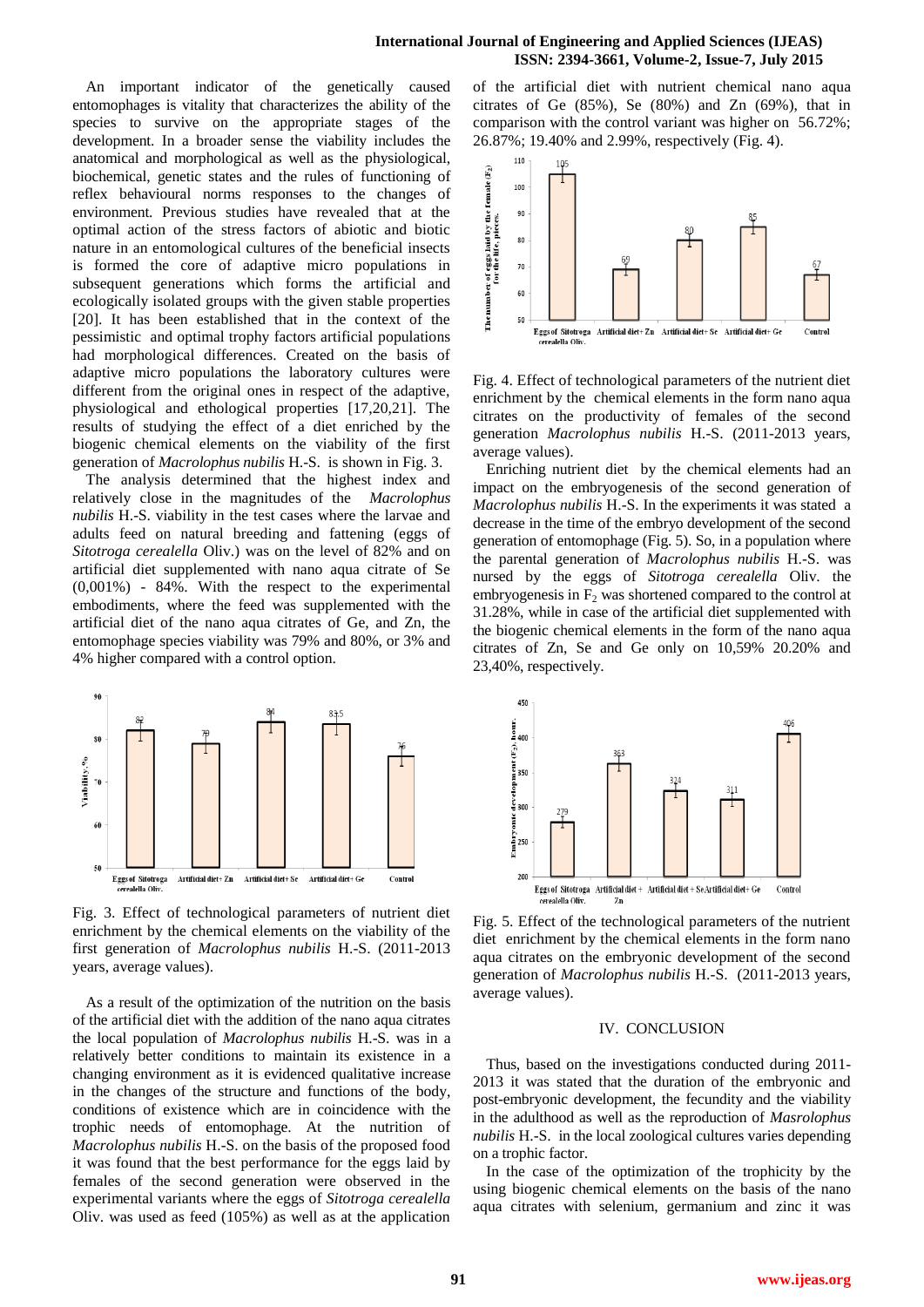An important indicator of the genetically caused entomophages is vitality that characterizes the ability of the species to survive on the appropriate stages of the development. In a broader sense the viability includes the anatomical and morphological as well as the physiological, biochemical, genetic states and the rules of functioning of reflex behavioural norms responses to the changes of environment. Previous studies have revealed that at the optimal action of the stress factors of abiotic and biotic nature in an entomological cultures of the beneficial insects is formed the core of adaptive micro populations in subsequent generations which forms the artificial and ecologically isolated groups with the given stable properties [20]. It has been established that in the context of the pessimistic and optimal trophy factors artificial populations had morphological differences. Created on the basis of adaptive micro populations the laboratory cultures were different from the original ones in respect of the adaptive, physiological and ethological properties [17,20,21]. The results of studying the effect of a diet enriched by the biogenic chemical elements on the viability of the first generation of *Macrolophus nubilis* H.-S. is shown in Fig. 3.

The analysis determined that the highest index and relatively close in the magnitudes of the *Macrolophus nubilis* H.-S. viability in the test cases where the larvae and adults feed on natural breeding and fattening (eggs of *Sitotroga cerealella* Oliv.) was on the level of 82% and on artificial diet supplemented with nano aqua citrate of Se (0,001%) - 84%. With the respect to the experimental embodiments, where the feed was supplemented with the artificial diet of the nano aqua citrates of Ge, and Zn, the entomophage species viability was 79% and 80%, or 3% and 4% higher compared with a control option.

Fig. 3. Effect of technological parameters of nutrient diet enrichment by the chemical elements on the viability of the first generation of *Macrolophus nubilis* H.-S. (2011-2013 years, average values).

As a result of the optimization of the nutrition on the basis of the artificial diet with the addition of the nano aqua citrates the local population of *Macrolophus nubilis* H.-S. was in a relatively better conditions to maintain its existence in a changing environment as it is evidenced qualitative increase in the changes of the structure and functions of the body, conditions of existence which are in coincidence with the trophic needs of entomophage. At the nutrition of *Macrolophus nubilis* H.-S. on the basis of the proposed food it was found that the best performance for the eggs laid by females of the second generation were observed in the experimental variants where the eggs of *Sitotroga cerealella* Oliv. was used as feed (105%) as well as at the application of the artificial diet with nutrient chemical nano aqua citrates of Ge (85%), Se (80%) and Zn (69%), that in comparison with the control variant was higher on 56.72%; 26.87%; 19.40% and 2.99%, respectively (Fig. 4).

Fig. 4. Effect of technological parameters of the nutrient diet enrichment by the chemical elements in the form nano aqua citrates on the productivity of females of the second generation *Macrolophus nubilis* H.-S. (2011-2013 years, average values).

Enriching nutrient diet by the chemical elements had an impact on the embryogenesis of the second generation of *Macrolophus nubilis* H.-S. In the experiments it was stated a decrease in the time of the embryo development of the second generation of entomophage (Fig. 5). So, in a population where the parental generation of *Macrolophus nubilis* H.-S. was nursed by the eggs of *Sitotroga cerealella* Oliv. the embryogenesis in $F_2$ was shortened compared to the control at 31.28%, while in case of the artificial diet supplemented with the biogenic chemical elements in the form of the nano aqua citrates of Zn, Se and Ge only on 10,59% 20.20% and 23,40%, respectively.

Fig. 5. Effect of the technological parameters of the nutrient diet enrichment by the chemical elements in the form nano aqua citrates on the embryonic development of the second generation of *Macrolophus nubilis* H.-S. (2011-2013 years, average values).

## IV. CONCLUSION

Thus, based on the investigations conducted during 2011-2013 it was stated that the duration of the embryonic and post-embryonic development, the fecundity and the viability in the adulthood as well as the reproduction of *Masrolophus nubilis* H.-S. in the local zoological cultures varies depending on a trophic factor.

In the case of the optimization of the trophicity by the using biogenic chemical elements on the basis of the nano aqua citrates with selenium, germanium and zinc it was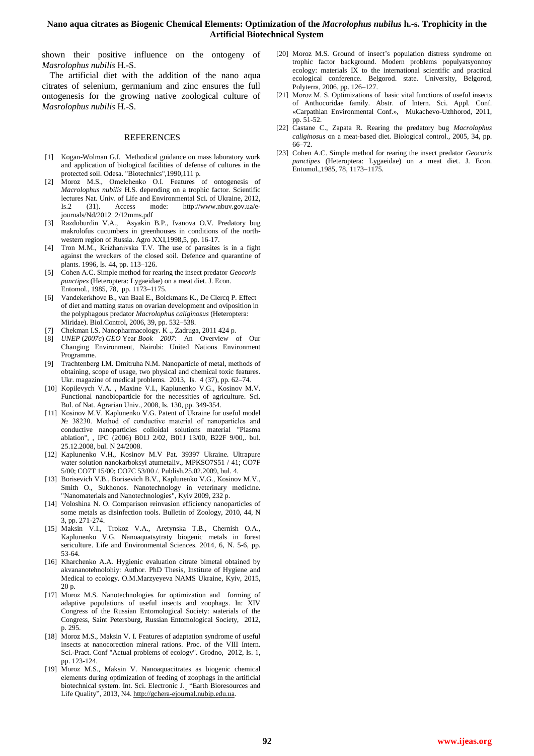shown their positive influence on the ontogeny of *Masrolophus nubilis* H.-S.

The artificial diet with the addition of the nano aqua citrates of selenium, germanium and zinc ensures the full ontogenesis for the growing native zoological culture of *Masrolophus nubilis* H.-S.

## REFERENCES

[1] Kogan-Wolman G.I. Methodical guidance on mass laboratory work and application of biological facilities of defense of cultures in the protected soil. Odesa. "Biotechnics",1990,111 p.

[2] Moroz M.S., Omelchenko O.I. Features of ontogenesis of *Macrolophus nubilis* H.S. depending on a trophic factor. Scientific lectures Nat. Univ. of Life and Environmental Sci. of Ukraine, 2012, Is.2 (31). Access mode: http://www.nbuv.gov.ua/e-journals/Nd/2012_2/12mms.pdf

[3] Razdoburdin V.A., Asyakin B.P., Ivanova O.V. Predatory bug makrolofus cucumbers in greenhouses in conditions of the north-western region of Russia. Agro XXI,1998,5, pp. 16-17.

[4] Tron M.M., Krizhanivska T.V. The use of parasites is in a fight against the wreckers of the closed soil. Defence and quarantine of plants. 1996, Is. 44, pp. 113–126.

[5] Cohen A.C. Simple method for rearing the insect predator *Geocoris punctipes* (Heteroptera: Lygaeidae) on a meat diet. J. Econ. Entomol., 1985, 78, pp. 1173–1175.

[6] Vandekerkhove B., van Baal E., Bolckmans K., De Clercq P. Effect of diet and matting status on ovarian development and oviposition in the polyphagous predator *Macrolophus caliginosus* (Heteroptera: Miridae). Biol.Control, 2006, 39, pp. 532–538.

[7] Chekman I.S. Nanopharmacology. K ., Zadruga, 2011 424 p.

[8] *UNEP* (*2007c*) *GEO* Year *Book 2007*: An Overview of Our Changing Environment, Nairobi: United Nations Environment Programme.

[9] Trachtenberg I.M. Dmitruha N.M. Nanoparticle of metal, methods of obtaining, scope of usage, two physical and chemical toxic features. Ukr. magazine of medical problems. 2013, Is. 4 (37), pp. 62–74.

[10] Kopilevych V.A. , Maxine V.I., Kaplunenko V.G., Kosinov M.V. Functional nanobioparticle for the necessities of agriculture. Sci. Bul. of Nat. Agrarian Univ., 2008, Is. 130, pp. 349-354.

[11] Kosinov M.V. Kaplunenko V.G. Patent of Ukraine for useful model № 38230. Method of conductive material of nanoparticles and conductive nanoparticles colloidal solutions material "Plasma ablation", , IPC (2006) B01J 2/02, B01J 13/00, B22F 9/00,. bul. 25.12.2008, bul. N 24/2008.

[12] Kaplunenko V.H., Kosinov M.V Pat. 39397 Ukraine. Ultrapure water solution nanokarboksyl atumetaliv., MPKSO7S51 / 41; CO7F 5/00; CO7T 15/00; CO7C 53/00 /. Publish.25.02.2009, bul. 4.

[13] Borisevich V.B., Borisevich B.V., Kaplunenko V.G., Kosinov M.V., Smith O., Sukhonos. Nanotechnology in veterinary medicine. "Nanomaterials and Nanotechnologies", Kyiv 2009, 232 p.

[14] Voloshina N. O. Comparison reinvasion efficiency nanoparticles of some metals as disinfection tools. Bulletin of Zoology, 2010, 44, N 3, pp. 271-274.

[15] Maksin V.I., Trokoz V.A., Aretynska T.B., Chernish O.A., Kaplunenko V.G. Nanoaquatsytraty biogenic metals in forest sericulture. Life and Environmental Sciences. 2014, 6, N. 5-6, pp. 53-64.

[16] Kharchenko A.A. Hygienic evaluation citrate bimetal obtained by akvananotehnolohiy: Author. PhD Thesis, Institute of Hygiene and Medical to ecology. O.M.Marzyeyeva NAMS Ukraine, Kyiv, 2015, 20 p.

[17] Moroz M.S. Nanotechnologies for optimization and forming of adaptive populations of useful insects and zoophags. In: XIV Congress of the Russian Entomological Society: мaterials of the Congress, Saint Petersburg, Russian Entomological Society, 2012, p. 295.

[18] Moroz M.S., Maksin V. I. Features of adaptation syndrome of useful insects at nanocorection mineral rations. Proc. of the VIII Intern. Sci.-Pract. Conf "Actual problems of ecology". Grodno, 2012, Is. 1, pp. 123-124.

[19] Moroz M.S., Maksin V. Nanoaquacitrates as biogenic chemical elements during optimization of feeding of zoophags in the artificial biotechnical system. Int. Sci. Electronic J. "Earth Bioresources and Life Quality", 2013, N4. http://gchera-ejournal.nubip.edu.ua.

[20] Moroz M.S. Ground of insect's population distress syndrome on trophic factor background. Modern problems populyatsyonnoy ecology: materials IX to the international scientific and practical ecological conference. Belgorod. state. University, Belgorod, Polyterra, 2006, pp. 126–127.

[21] Moroz M. S. Optimizations of basic vital functions of useful insects of Anthocoridae family. Abstr. of Intern. Sci. Appl. Conf. «Carpathian Environmental Conf.», Mukachevo-Uzhhorod, 2011, pp. 51-52.

[22] Castane C., Zapata R. Rearing the predatory bug *Macrolophus caliginosus* on a meat-based diet. Biological control., 2005, 34, pp. 66–72.

[23] Cohen A.C. Simple method for rearing the insect predator *Geocoris punctipes* (Heteroptera: Lygaeidae) on a meat diet. J. Econ. Entomol.,1985, 78, 1173–1175.